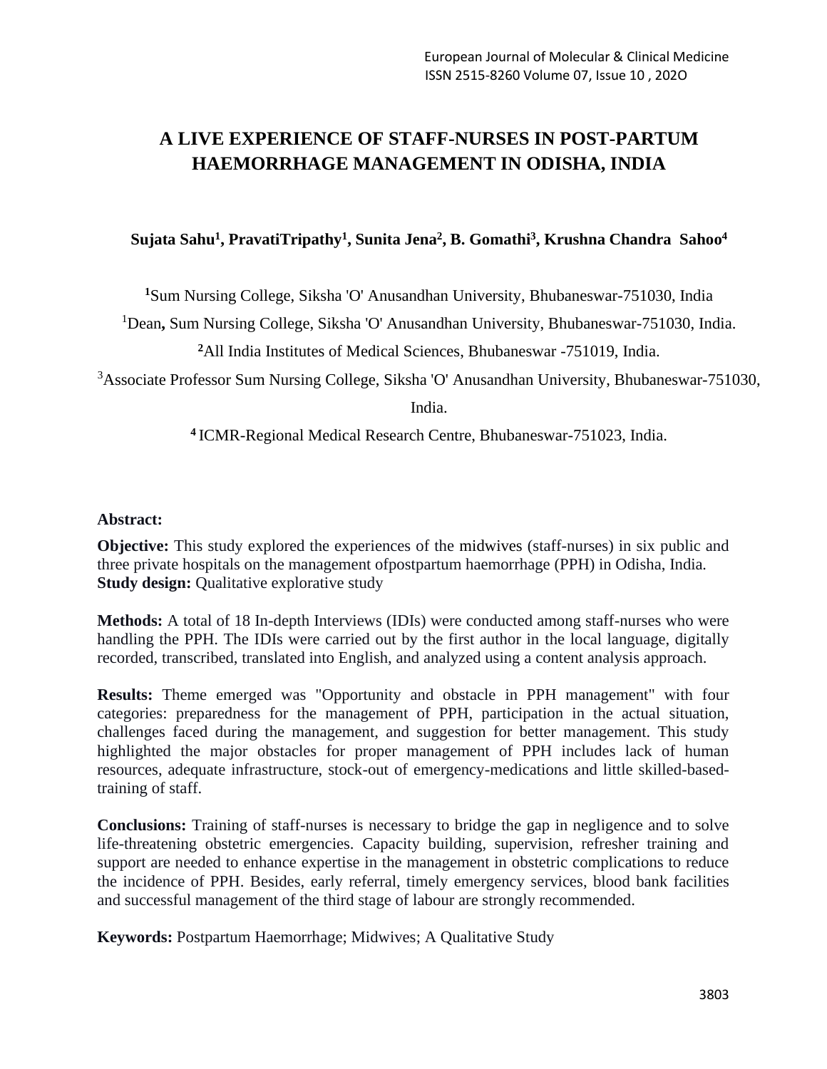# A LIVE EXPERIENCE OF STAFF-NURSES IN POST-PARTUM HAEMORRHAGE MANAGEMENT IN ODISHA, INDIA

**Sujata Sahu[1], PravatiTripathy[1], Sunita Jena[2], B. Gomathi[3], Krushna Chandra Sahoo[4]**

[1]Sum Nursing College, Siksha 'O' Anusandhan University, Bhubaneswar-751030, India

[1]Dean**,** Sum Nursing College, Siksha 'O' Anusandhan University, Bhubaneswar-751030, India.

[2]All India Institutes of Medical Sciences, Bhubaneswar -751019, India.

[3]Associate Professor Sum Nursing College, Siksha 'O' Anusandhan University, Bhubaneswar-751030, India.

[4] ICMR-Regional Medical Research Centre, Bhubaneswar-751023, India.

**Abstract:**

**Objective:** This study explored the experiences of the midwives (staff-nurses) in six public and three private hospitals on the management ofpostpartum haemorrhage (PPH) in Odisha, India.
**Study design:** Qualitative explorative study

**Methods:** A total of 18 In-depth Interviews (IDIs) were conducted among staff-nurses who were handling the PPH. The IDIs were carried out by the first author in the local language, digitally recorded, transcribed, translated into English, and analyzed using a content analysis approach.

**Results:** Theme emerged was "Opportunity and obstacle in PPH management" with four categories: preparedness for the management of PPH, participation in the actual situation, challenges faced during the management, and suggestion for better management. This study highlighted the major obstacles for proper management of PPH includes lack of human resources, adequate infrastructure, stock-out of emergency-medications and little skilled-based-training of staff.

**Conclusions:** Training of staff-nurses is necessary to bridge the gap in negligence and to solve life-threatening obstetric emergencies. Capacity building, supervision, refresher training and support are needed to enhance expertise in the management in obstetric complications to reduce the incidence of PPH. Besides, early referral, timely emergency services, blood bank facilities and successful management of the third stage of labour are strongly recommended.

**Keywords:** Postpartum Haemorrhage; Midwives; A Qualitative Study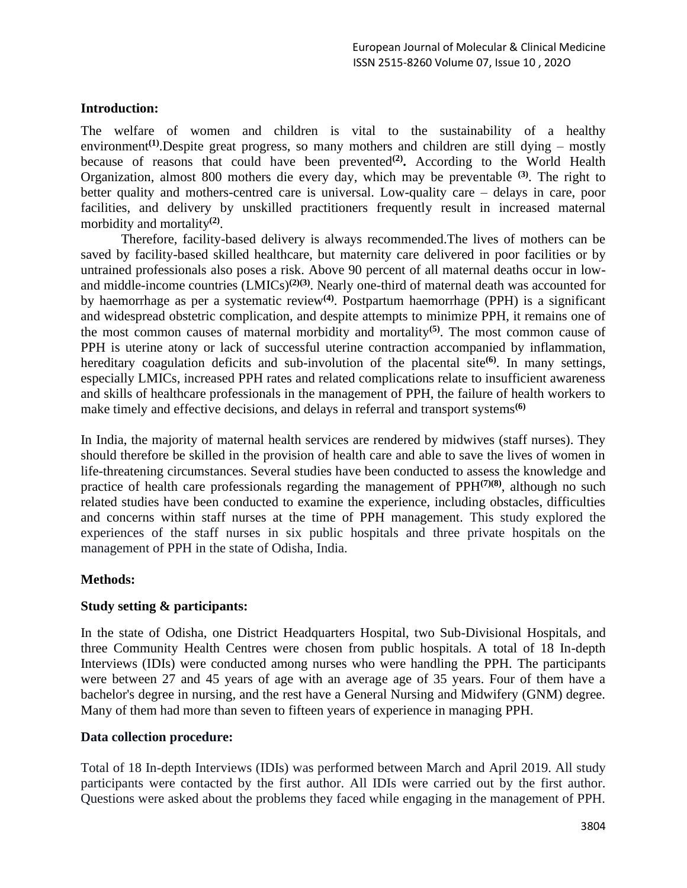## Introduction:

The welfare of women and children is vital to the sustainability of a healthy environment[1].Despite great progress, so many mothers and children are still dying – mostly because of reasons that could have been prevented[2]**.** According to the World Health Organization, almost 800 mothers die every day, which may be preventable [3]. The right to better quality and mothers-centred care is universal. Low-quality care – delays in care, poor facilities, and delivery by unskilled practitioners frequently result in increased maternal morbidity and mortality[2].

Therefore, facility-based delivery is always recommended.The lives of mothers can be saved by facility-based skilled healthcare, but maternity care delivered in poor facilities or by untrained professionals also poses a risk. Above 90 percent of all maternal deaths occur in low- and middle-income countries (LMICs)[2][3]. Nearly one-third of maternal death was accounted for by haemorrhage as per a systematic review[4]. Postpartum haemorrhage (PPH) is a significant and widespread obstetric complication, and despite attempts to minimize PPH, it remains one of the most common causes of maternal morbidity and mortality[5]. The most common cause of PPH is uterine atony or lack of successful uterine contraction accompanied by inflammation, hereditary coagulation deficits and sub-involution of the placental site[6]. In many settings, especially LMICs, increased PPH rates and related complications relate to insufficient awareness and skills of healthcare professionals in the management of PPH, the failure of health workers to make timely and effective decisions, and delays in referral and transport systems[6]

In India, the majority of maternal health services are rendered by midwives (staff nurses). They should therefore be skilled in the provision of health care and able to save the lives of women in life-threatening circumstances. Several studies have been conducted to assess the knowledge and practice of health care professionals regarding the management of PPH[7][8], although no such related studies have been conducted to examine the experience, including obstacles, difficulties and concerns within staff nurses at the time of PPH management. This study explored the experiences of the staff nurses in six public hospitals and three private hospitals on the management of PPH in the state of Odisha, India.

## Methods:

### Study setting & participants:

In the state of Odisha, one District Headquarters Hospital, two Sub-Divisional Hospitals, and three Community Health Centres were chosen from public hospitals. A total of 18 In-depth Interviews (IDIs) were conducted among nurses who were handling the PPH. The participants were between 27 and 45 years of age with an average age of 35 years. Four of them have a bachelor's degree in nursing, and the rest have a General Nursing and Midwifery (GNM) degree. Many of them had more than seven to fifteen years of experience in managing PPH.

### Data collection procedure:

Total of 18 In-depth Interviews (IDIs) was performed between March and April 2019. All study participants were contacted by the first author. All IDIs were carried out by the first author. Questions were asked about the problems they faced while engaging in the management of PPH.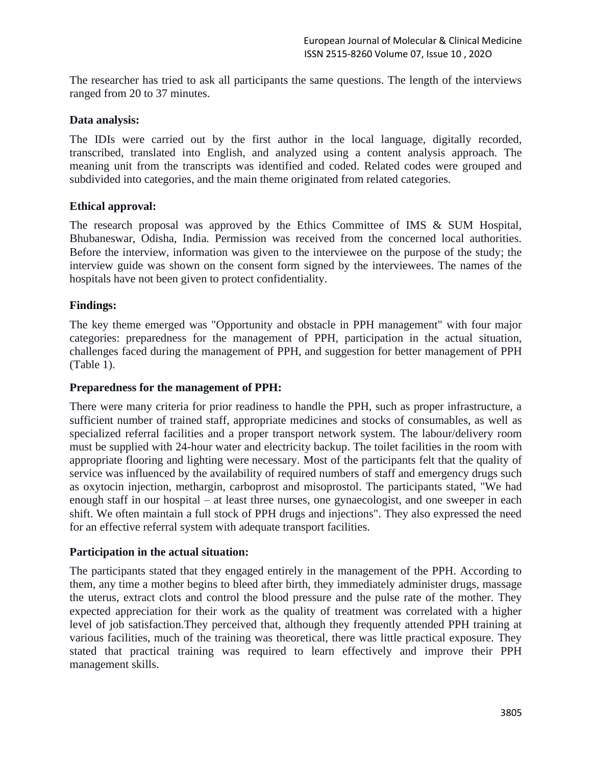The researcher has tried to ask all participants the same questions. The length of the interviews ranged from 20 to 37 minutes.

**Data analysis:**

The IDIs were carried out by the first author in the local language, digitally recorded, transcribed, translated into English, and analyzed using a content analysis approach. The meaning unit from the transcripts was identified and coded. Related codes were grouped and subdivided into categories, and the main theme originated from related categories.

**Ethical approval:**

The research proposal was approved by the Ethics Committee of IMS & SUM Hospital, Bhubaneswar, Odisha, India. Permission was received from the concerned local authorities. Before the interview, information was given to the interviewee on the purpose of the study; the interview guide was shown on the consent form signed by the interviewees. The names of the hospitals have not been given to protect confidentiality.

**Findings:**

The key theme emerged was "Opportunity and obstacle in PPH management" with four major categories: preparedness for the management of PPH, participation in the actual situation, challenges faced during the management of PPH, and suggestion for better management of PPH (Table 1).

**Preparedness for the management of PPH:**

There were many criteria for prior readiness to handle the PPH, such as proper infrastructure, a sufficient number of trained staff, appropriate medicines and stocks of consumables, as well as specialized referral facilities and a proper transport network system. The labour/delivery room must be supplied with 24-hour water and electricity backup. The toilet facilities in the room with appropriate flooring and lighting were necessary. Most of the participants felt that the quality of service was influenced by the availability of required numbers of staff and emergency drugs such as oxytocin injection, methargin, carboprost and misoprostol. The participants stated, "We had enough staff in our hospital – at least three nurses, one gynaecologist, and one sweeper in each shift. We often maintain a full stock of PPH drugs and injections". They also expressed the need for an effective referral system with adequate transport facilities.

**Participation in the actual situation:**

The participants stated that they engaged entirely in the management of the PPH. According to them, any time a mother begins to bleed after birth, they immediately administer drugs, massage the uterus, extract clots and control the blood pressure and the pulse rate of the mother. They expected appreciation for their work as the quality of treatment was correlated with a higher level of job satisfaction.They perceived that, although they frequently attended PPH training at various facilities, much of the training was theoretical, there was little practical exposure. They stated that practical training was required to learn effectively and improve their PPH management skills.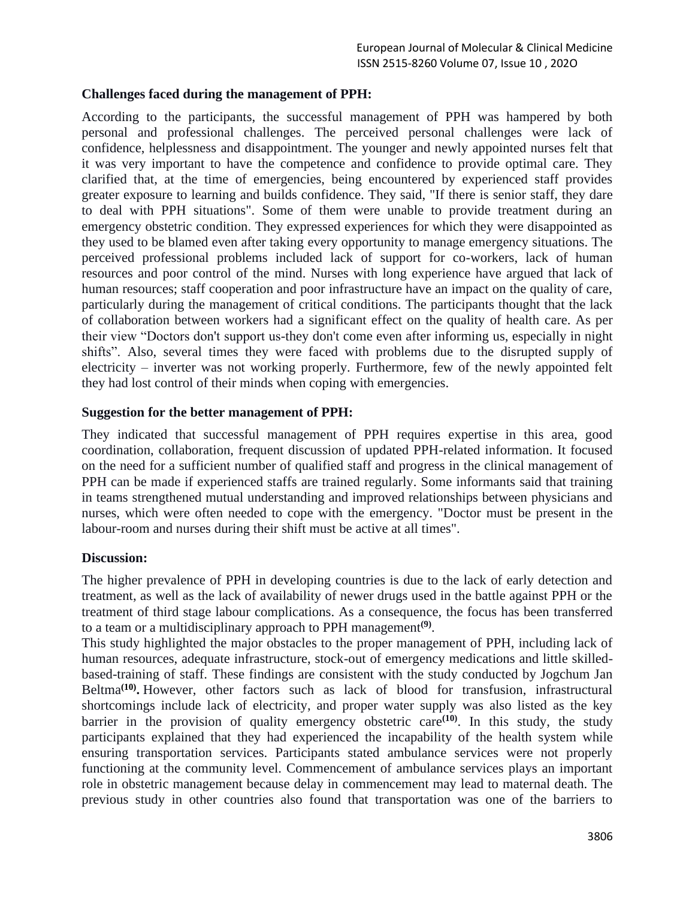**Challenges faced during the management of PPH:**

According to the participants, the successful management of PPH was hampered by both personal and professional challenges. The perceived personal challenges were lack of confidence, helplessness and disappointment. The younger and newly appointed nurses felt that it was very important to have the competence and confidence to provide optimal care. They clarified that, at the time of emergencies, being encountered by experienced staff provides greater exposure to learning and builds confidence. They said, "If there is senior staff, they dare to deal with PPH situations". Some of them were unable to provide treatment during an emergency obstetric condition. They expressed experiences for which they were disappointed as they used to be blamed even after taking every opportunity to manage emergency situations. The perceived professional problems included lack of support for co-workers, lack of human resources and poor control of the mind. Nurses with long experience have argued that lack of human resources; staff cooperation and poor infrastructure have an impact on the quality of care, particularly during the management of critical conditions. The participants thought that the lack of collaboration between workers had a significant effect on the quality of health care. As per their view "Doctors don't support us-they don't come even after informing us, especially in night shifts". Also, several times they were faced with problems due to the disrupted supply of electricity – inverter was not working properly. Furthermore, few of the newly appointed felt they had lost control of their minds when coping with emergencies.

**Suggestion for the better management of PPH:**

They indicated that successful management of PPH requires expertise in this area, good coordination, collaboration, frequent discussion of updated PPH-related information. It focused on the need for a sufficient number of qualified staff and progress in the clinical management of PPH can be made if experienced staffs are trained regularly. Some informants said that training in teams strengthened mutual understanding and improved relationships between physicians and nurses, which were often needed to cope with the emergency. "Doctor must be present in the labour-room and nurses during their shift must be active at all times".

**Discussion:**

The higher prevalence of PPH in developing countries is due to the lack of early detection and treatment, as well as the lack of availability of newer drugs used in the battle against PPH or the treatment of third stage labour complications. As a consequence, the focus has been transferred to a team or a multidisciplinary approach to PPH management[9].

This study highlighted the major obstacles to the proper management of PPH, including lack of human resources, adequate infrastructure, stock-out of emergency medications and little skilled-based-training of staff. These findings are consistent with the study conducted by Jogchum Jan Beltma[10]. However, other factors such as lack of blood for transfusion, infrastructural shortcomings include lack of electricity, and proper water supply was also listed as the key barrier in the provision of quality emergency obstetric care[10]. In this study, the study participants explained that they had experienced the incapability of the health system while ensuring transportation services. Participants stated ambulance services were not properly functioning at the community level. Commencement of ambulance services plays an important role in obstetric management because delay in commencement may lead to maternal death. The previous study in other countries also found that transportation was one of the barriers to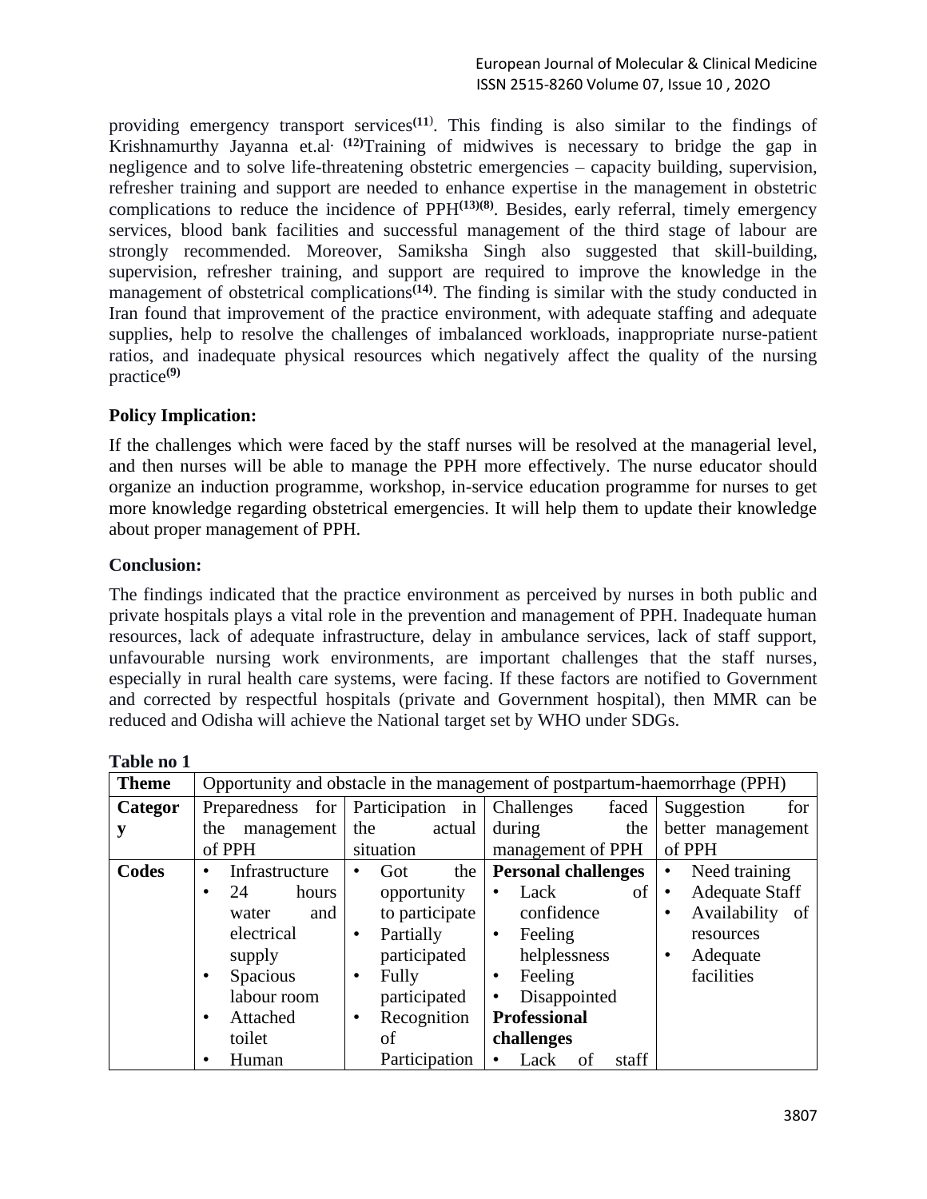providing emergency transport services[11]. This finding is also similar to the findings of Krishnamurthy Jayanna et.al. [12]Training of midwives is necessary to bridge the gap in negligence and to solve life-threatening obstetric emergencies – capacity building, supervision, refresher training and support are needed to enhance expertise in the management in obstetric complications to reduce the incidence of PPH[13][8]. Besides, early referral, timely emergency services, blood bank facilities and successful management of the third stage of labour are strongly recommended. Moreover, Samiksha Singh also suggested that skill-building, supervision, refresher training, and support are required to improve the knowledge in the management of obstetrical complications[14]. The finding is similar with the study conducted in Iran found that improvement of the practice environment, with adequate staffing and adequate supplies, help to resolve the challenges of imbalanced workloads, inappropriate nurse-patient ratios, and inadequate physical resources which negatively affect the quality of the nursing practice[9]

**Policy Implication:**

If the challenges which were faced by the staff nurses will be resolved at the managerial level, and then nurses will be able to manage the PPH more effectively. The nurse educator should organize an induction programme, workshop, in-service education programme for nurses to get more knowledge regarding obstetrical emergencies. It will help them to update their knowledge about proper management of PPH.

**Conclusion:**

The findings indicated that the practice environment as perceived by nurses in both public and private hospitals plays a vital role in the prevention and management of PPH. Inadequate human resources, lack of adequate infrastructure, delay in ambulance services, lack of staff support, unfavourable nursing work environments, are important challenges that the staff nurses, especially in rural health care systems, were facing. If these factors are notified to Government and corrected by respectful hospitals (private and Government hospital), then MMR can be reduced and Odisha will achieve the National target set by WHO under SDGs.

**Table no 1**

| **Theme** | Opportunity and obstacle in the management of postpartum-haemorrhage (PPH) | | | |
|---|---|---|---|---|
| **Category** | Preparedness for the management of PPH | Participation in the actual situation | Challenges faced during the management of PPH | Suggestion for better management of PPH |
| **Codes** | • Infrastructure<br>• 24 hours water and electrical supply<br>• Spacious labour room<br>• Attached toilet<br>• Human | • Got the opportunity to participate<br>• Partially participated<br>• Fully participated<br>• Recognition of Participation | **Personal challenges**<br>• Lack of confidence<br>• Feeling helplessness<br>• Feeling Disappointed<br>**Professional challenges**<br>• Lack of staff | • Need training<br>• Adequate Staff<br>• Availability of resources<br>• Adequate facilities |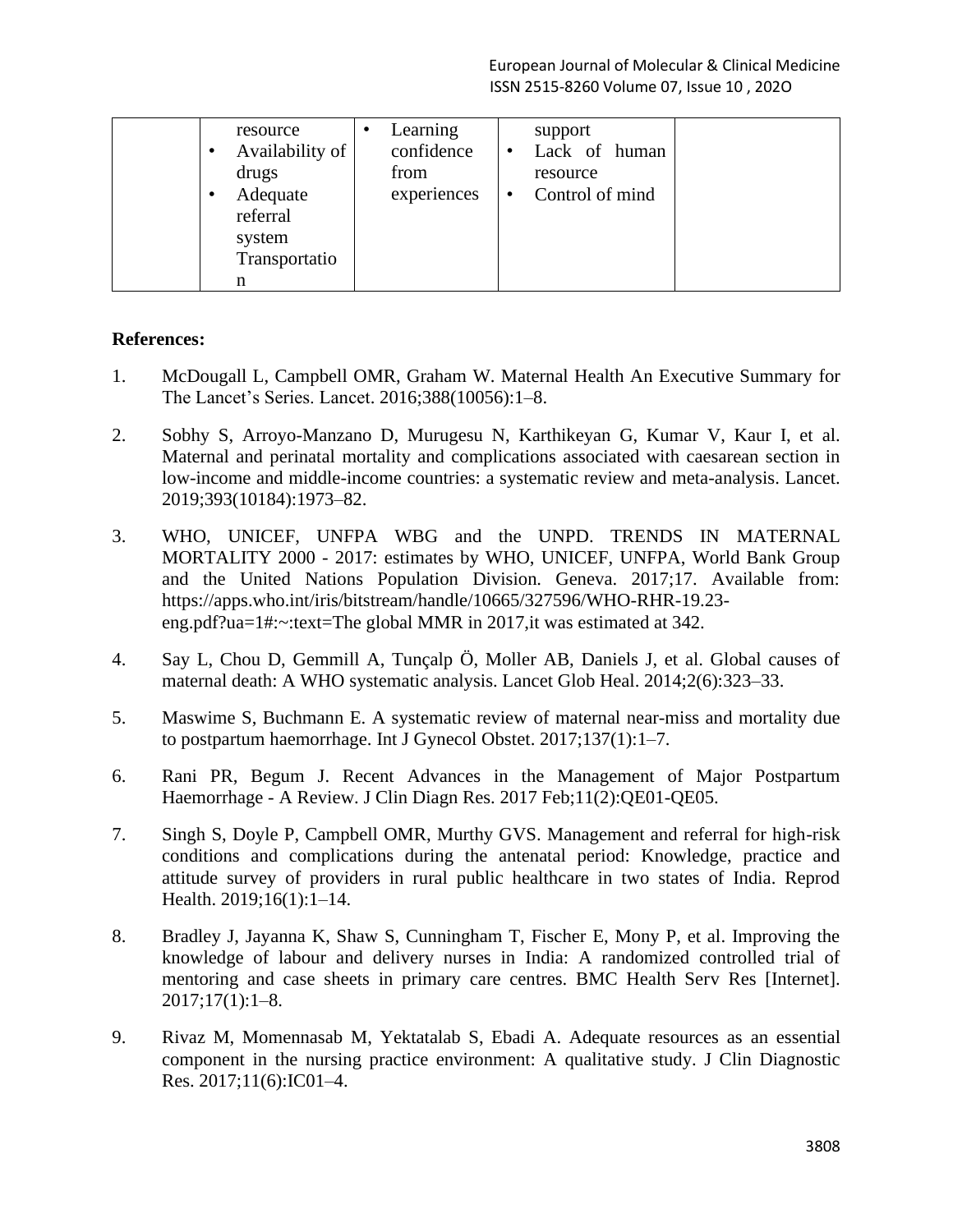| | resource<br>• Availability of drugs<br>• Adequate referral system Transportation | • Learning confidence from experiences | support<br>• Lack of human resource<br>• Control of mind | |
|---|---|---|---|---|

**References:**

1. McDougall L, Campbell OMR, Graham W. Maternal Health An Executive Summary for The Lancet's Series. Lancet. 2016;388(10056):1–8.

2. Sobhy S, Arroyo-Manzano D, Murugesu N, Karthikeyan G, Kumar V, Kaur I, et al. Maternal and perinatal mortality and complications associated with caesarean section in low-income and middle-income countries: a systematic review and meta-analysis. Lancet. 2019;393(10184):1973–82.

3. WHO, UNICEF, UNFPA WBG and the UNPD. TRENDS IN MATERNAL MORTALITY 2000 - 2017: estimates by WHO, UNICEF, UNFPA, World Bank Group and the United Nations Population Division. Geneva. 2017;17. Available from: https://apps.who.int/iris/bitstream/handle/10665/327596/WHO-RHR-19.23-eng.pdf?ua=1#:~:text=The global MMR in 2017,it was estimated at 342.

4. Say L, Chou D, Gemmill A, Tunçalp Ö, Moller AB, Daniels J, et al. Global causes of maternal death: A WHO systematic analysis. Lancet Glob Heal. 2014;2(6):323–33.

5. Maswime S, Buchmann E. A systematic review of maternal near-miss and mortality due to postpartum haemorrhage. Int J Gynecol Obstet. 2017;137(1):1–7.

6. Rani PR, Begum J. Recent Advances in the Management of Major Postpartum Haemorrhage - A Review. J Clin Diagn Res. 2017 Feb;11(2):QE01-QE05.

7. Singh S, Doyle P, Campbell OMR, Murthy GVS. Management and referral for high-risk conditions and complications during the antenatal period: Knowledge, practice and attitude survey of providers in rural public healthcare in two states of India. Reprod Health. 2019;16(1):1–14.

8. Bradley J, Jayanna K, Shaw S, Cunningham T, Fischer E, Mony P, et al. Improving the knowledge of labour and delivery nurses in India: A randomized controlled trial of mentoring and case sheets in primary care centres. BMC Health Serv Res [Internet]. 2017;17(1):1–8.

9. Rivaz M, Momennasab M, Yektatalab S, Ebadi A. Adequate resources as an essential component in the nursing practice environment: A qualitative study. J Clin Diagnostic Res. 2017;11(6):IC01–4.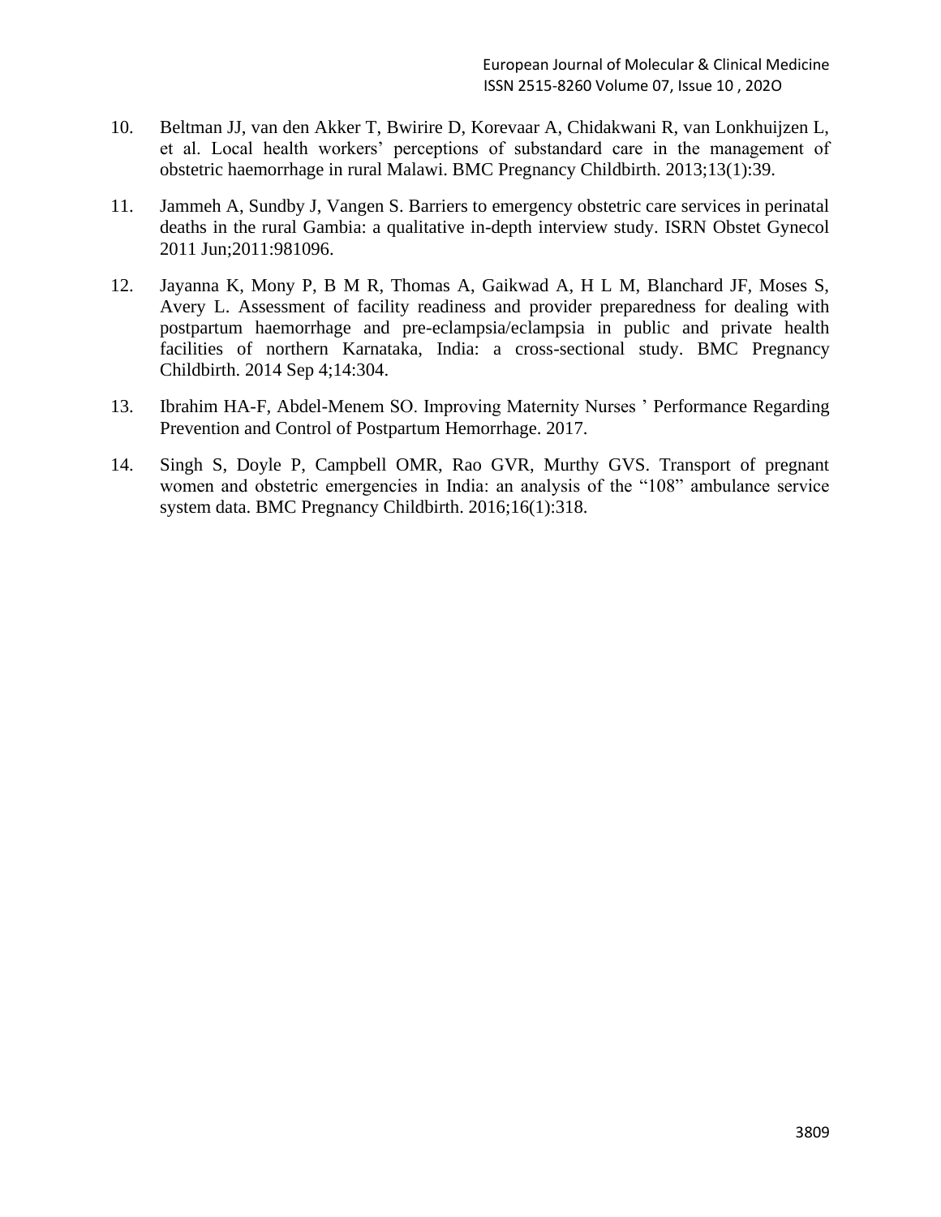10. Beltman JJ, van den Akker T, Bwirire D, Korevaar A, Chidakwani R, van Lonkhuijzen L, et al. Local health workers' perceptions of substandard care in the management of obstetric haemorrhage in rural Malawi. BMC Pregnancy Childbirth. 2013;13(1):39.

11. Jammeh A, Sundby J, Vangen S. Barriers to emergency obstetric care services in perinatal deaths in the rural Gambia: a qualitative in-depth interview study. ISRN Obstet Gynecol 2011 Jun;2011:981096.

12. Jayanna K, Mony P, B M R, Thomas A, Gaikwad A, H L M, Blanchard JF, Moses S, Avery L. Assessment of facility readiness and provider preparedness for dealing with postpartum haemorrhage and pre-eclampsia/eclampsia in public and private health facilities of northern Karnataka, India: a cross-sectional study. BMC Pregnancy Childbirth. 2014 Sep 4;14:304.

13. Ibrahim HA-F, Abdel-Menem SO. Improving Maternity Nurses ' Performance Regarding Prevention and Control of Postpartum Hemorrhage. 2017.

14. Singh S, Doyle P, Campbell OMR, Rao GVR, Murthy GVS. Transport of pregnant women and obstetric emergencies in India: an analysis of the "108" ambulance service system data. BMC Pregnancy Childbirth. 2016;16(1):318.